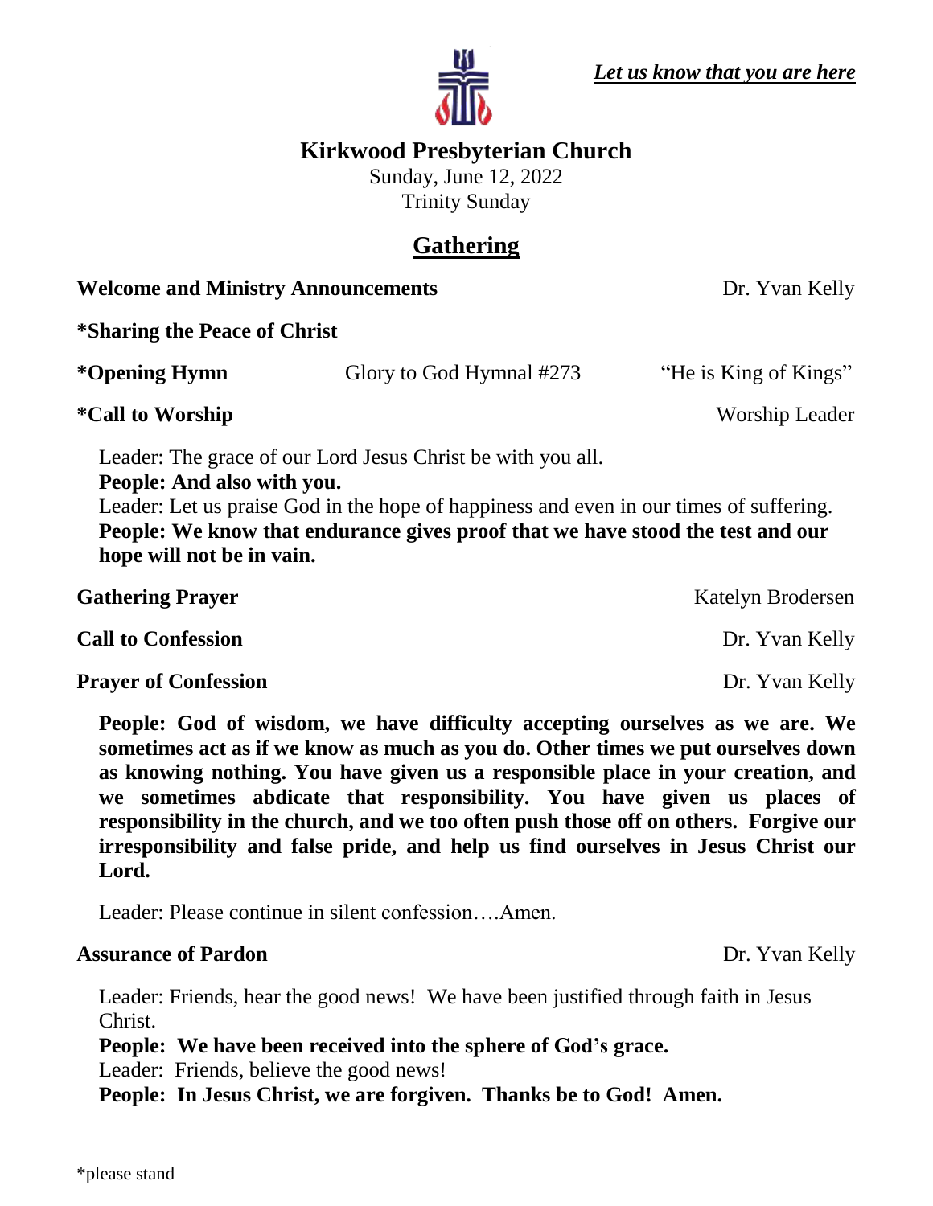*Let us know that you are here*

# Kirkwood Presbyterian Church

Sunday, June 12, 2022
Trinity Sunday

## Gathering

**Welcome and Ministry Announcements** Dr. Yvan Kelly

**\*Sharing the Peace of Christ**

**\*Opening Hymn** Glory to God Hymnal #273 "He is King of Kings"

**\*Call to Worship** Worship Leader

Leader: The grace of our Lord Jesus Christ be with you all.
**People: And also with you.**
Leader: Let us praise God in the hope of happiness and even in our times of suffering.
**People: We know that endurance gives proof that we have stood the test and our hope will not be in vain.**

**Gathering Prayer** Katelyn Brodersen

**Call to Confession** Dr. Yvan Kelly

**Prayer of Confession** Dr. Yvan Kelly

**People: God of wisdom, we have difficulty accepting ourselves as we are. We sometimes act as if we know as much as you do. Other times we put ourselves down as knowing nothing. You have given us a responsible place in your creation, and we sometimes abdicate that responsibility. You have given us places of responsibility in the church, and we too often push those off on others. Forgive our irresponsibility and false pride, and help us find ourselves in Jesus Christ our Lord.**

Leader: Please continue in silent confession….Amen.

**Assurance of Pardon** Dr. Yvan Kelly

Leader: Friends, hear the good news! We have been justified through faith in Jesus Christ.
**People: We have been received into the sphere of God's grace.**
Leader: Friends, believe the good news!
**People: In Jesus Christ, we are forgiven. Thanks be to God! Amen.**

\*please stand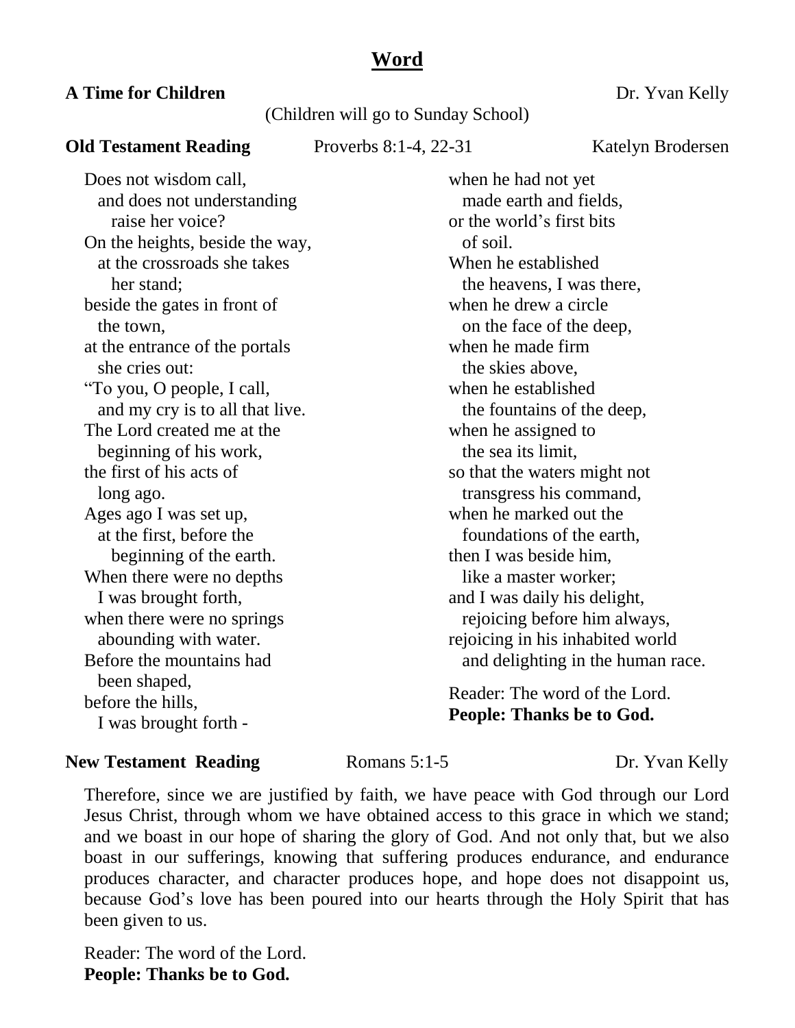# Word

**A Time for Children** Dr. Yvan Kelly

(Children will go to Sunday School)

**Old Testament Reading** Proverbs 8:1-4, 22-31 Katelyn Brodersen

Does not wisdom call,
and does not understanding
raise her voice?
On the heights, beside the way,
at the crossroads she takes
her stand;
beside the gates in front of
the town,
at the entrance of the portals
she cries out:
"To you, O people, I call,
and my cry is to all that live.
The Lord created me at the
beginning of his work,
the first of his acts of
long ago.
Ages ago I was set up,
at the first, before the
beginning of the earth.
When there were no depths
I was brought forth,
when there were no springs
abounding with water.
Before the mountains had
been shaped,
before the hills,
I was brought forth -
when he had not yet
made earth and fields,
or the world's first bits
of soil.
When he established
the heavens, I was there,
when he drew a circle
on the face of the deep,
when he made firm
the skies above,
when he established
the fountains of the deep,
when he assigned to
the sea its limit,
so that the waters might not
transgress his command,
when he marked out the
foundations of the earth,
then I was beside him,
like a master worker;
and I was daily his delight,
rejoicing before him always,
rejoicing in his inhabited world
and delighting in the human race.

Reader: The word of the Lord.
**People: Thanks be to God.**

**New Testament Reading** Romans 5:1-5 Dr. Yvan Kelly

Therefore, since we are justified by faith, we have peace with God through our Lord Jesus Christ, through whom we have obtained access to this grace in which we stand; and we boast in our hope of sharing the glory of God. And not only that, but we also boast in our sufferings, knowing that suffering produces endurance, and endurance produces character, and character produces hope, and hope does not disappoint us, because God's love has been poured into our hearts through the Holy Spirit that has been given to us.

Reader: The word of the Lord.
**People: Thanks be to God.**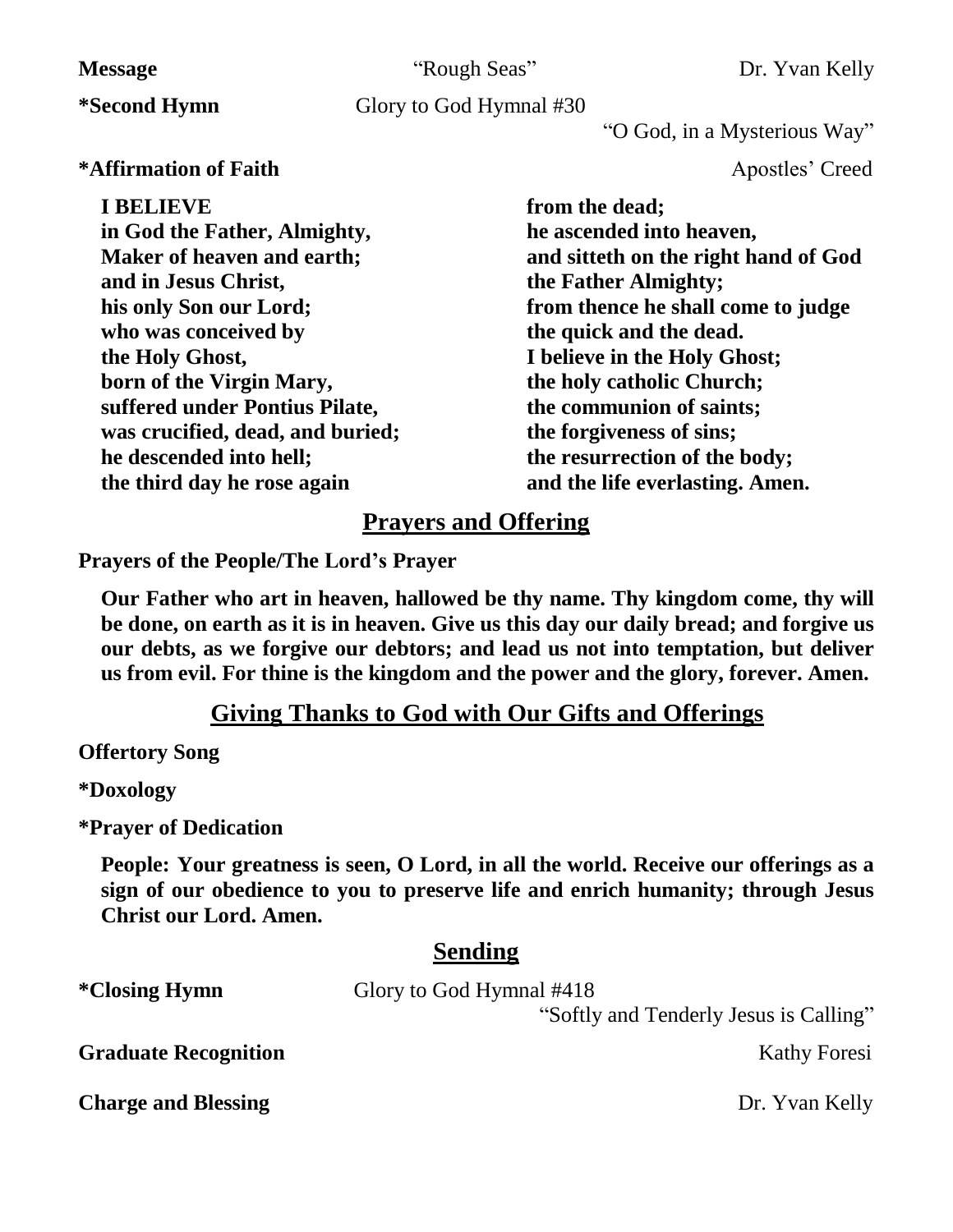**Message** “Rough Seas” Dr. Yvan Kelly

**\*Second Hymn** Glory to God Hymnal #30
“O God, in a Mysterious Way”

**\*Affirmation of Faith** Apostles’ Creed

**I BELIEVE**
**in God the Father, Almighty,**
**Maker of heaven and earth;**
**and in Jesus Christ,**
**his only Son our Lord;**
**who was conceived by**
**the Holy Ghost,**
**born of the Virgin Mary,**
**suffered under Pontius Pilate,**
**was crucified, dead, and buried;**
**he descended into hell;**
**the third day he rose again**
**from the dead;**
**he ascended into heaven,**
**and sitteth on the right hand of God**
**the Father Almighty;**
**from thence he shall come to judge**
**the quick and the dead.**
**I believe in the Holy Ghost;**
**the holy catholic Church;**
**the communion of saints;**
**the forgiveness of sins;**
**the resurrection of the body;**
**and the life everlasting. Amen.**

## Prayers and Offering

**Prayers of the People/The Lord’s Prayer**

**Our Father who art in heaven, hallowed be thy name. Thy kingdom come, thy will be done, on earth as it is in heaven. Give us this day our daily bread; and forgive us our debts, as we forgive our debtors; and lead us not into temptation, but deliver us from evil. For thine is the kingdom and the power and the glory, forever. Amen.**

## Giving Thanks to God with Our Gifts and Offerings

**Offertory Song**

**\*Doxology**

**\*Prayer of Dedication**

**People: Your greatness is seen, O Lord, in all the world. Receive our offerings as a sign of our obedience to you to preserve life and enrich humanity; through Jesus Christ our Lord. Amen.**

## Sending

**\*Closing Hymn** Glory to God Hymnal #418
“Softly and Tenderly Jesus is Calling”

**Graduate Recognition** Kathy Foresi

**Charge and Blessing** Dr. Yvan Kelly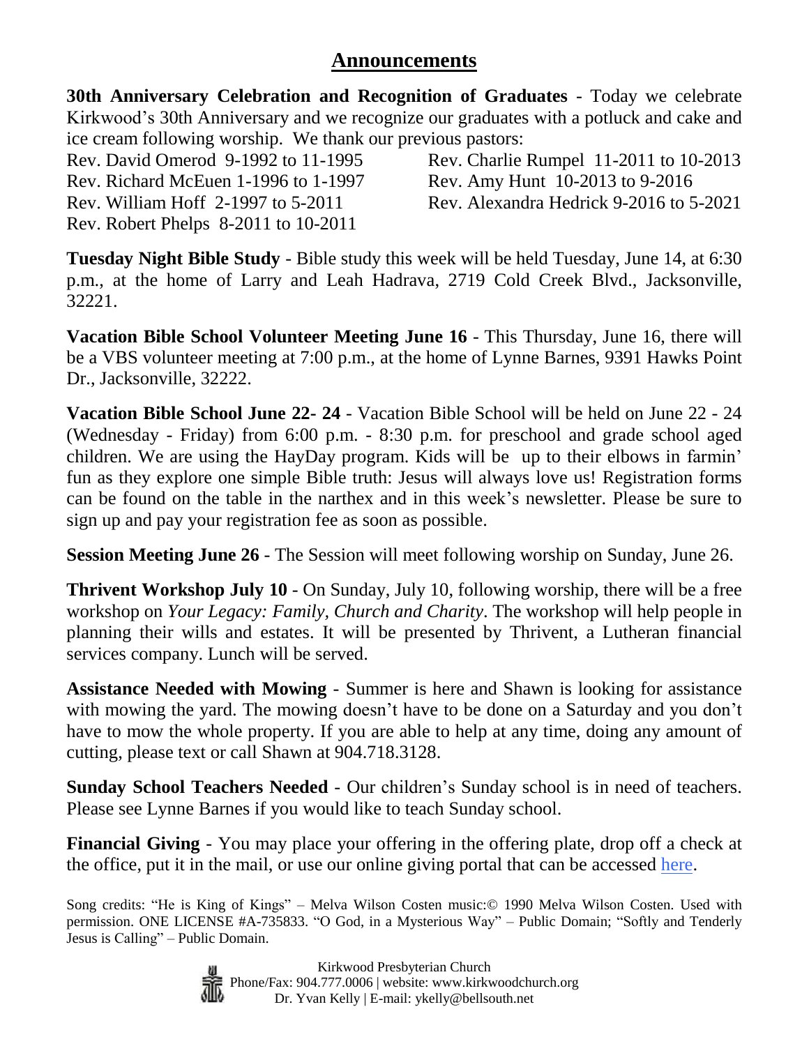## Announcements

**30th Anniversary Celebration and Recognition of Graduates** - Today we celebrate Kirkwood's 30th Anniversary and we recognize our graduates with a potluck and cake and ice cream following worship. We thank our previous pastors:

Rev. David Omerod 9-1992 to 11-1995
Rev. Richard McEuen 1-1996 to 1-1997
Rev. William Hoff 2-1997 to 5-2011
Rev. Robert Phelps 8-2011 to 10-2011
Rev. Charlie Rumpel 11-2011 to 10-2013
Rev. Amy Hunt 10-2013 to 9-2016
Rev. Alexandra Hedrick 9-2016 to 5-2021

**Tuesday Night Bible Study** - Bible study this week will be held Tuesday, June 14, at 6:30 p.m., at the home of Larry and Leah Hadrava, 2719 Cold Creek Blvd., Jacksonville, 32221.

**Vacation Bible School Volunteer Meeting June 16** - This Thursday, June 16, there will be a VBS volunteer meeting at 7:00 p.m., at the home of Lynne Barnes, 9391 Hawks Point Dr., Jacksonville, 32222.

**Vacation Bible School June 22- 24** - Vacation Bible School will be held on June 22 - 24 (Wednesday - Friday) from 6:00 p.m. - 8:30 p.m. for preschool and grade school aged children. We are using the HayDay program. Kids will be up to their elbows in farmin' fun as they explore one simple Bible truth: Jesus will always love us! Registration forms can be found on the table in the narthex and in this week's newsletter. Please be sure to sign up and pay your registration fee as soon as possible.

**Session Meeting June 26** - The Session will meet following worship on Sunday, June 26.

**Thrivent Workshop July 10** - On Sunday, July 10, following worship, there will be a free workshop on *Your Legacy: Family, Church and Charity*. The workshop will help people in planning their wills and estates. It will be presented by Thrivent, a Lutheran financial services company. Lunch will be served.

**Assistance Needed with Mowing** - Summer is here and Shawn is looking for assistance with mowing the yard. The mowing doesn't have to be done on a Saturday and you don't have to mow the whole property. If you are able to help at any time, doing any amount of cutting, please text or call Shawn at 904.718.3128.

**Sunday School Teachers Needed** - Our children's Sunday school is in need of teachers. Please see Lynne Barnes if you would like to teach Sunday school.

**Financial Giving** - You may place your offering in the offering plate, drop off a check at the office, put it in the mail, or use our online giving portal that can be accessed here.

Song credits: "He is King of Kings" – Melva Wilson Costen music:© 1990 Melva Wilson Costen. Used with permission. ONE LICENSE #A-735833. "O God, in a Mysterious Way" – Public Domain; "Softly and Tenderly Jesus is Calling" – Public Domain.

Kirkwood Presbyterian Church
Phone/Fax: 904.777.0006 | website: www.kirkwoodchurch.org
Dr. Yvan Kelly | E-mail: ykelly@bellsouth.net